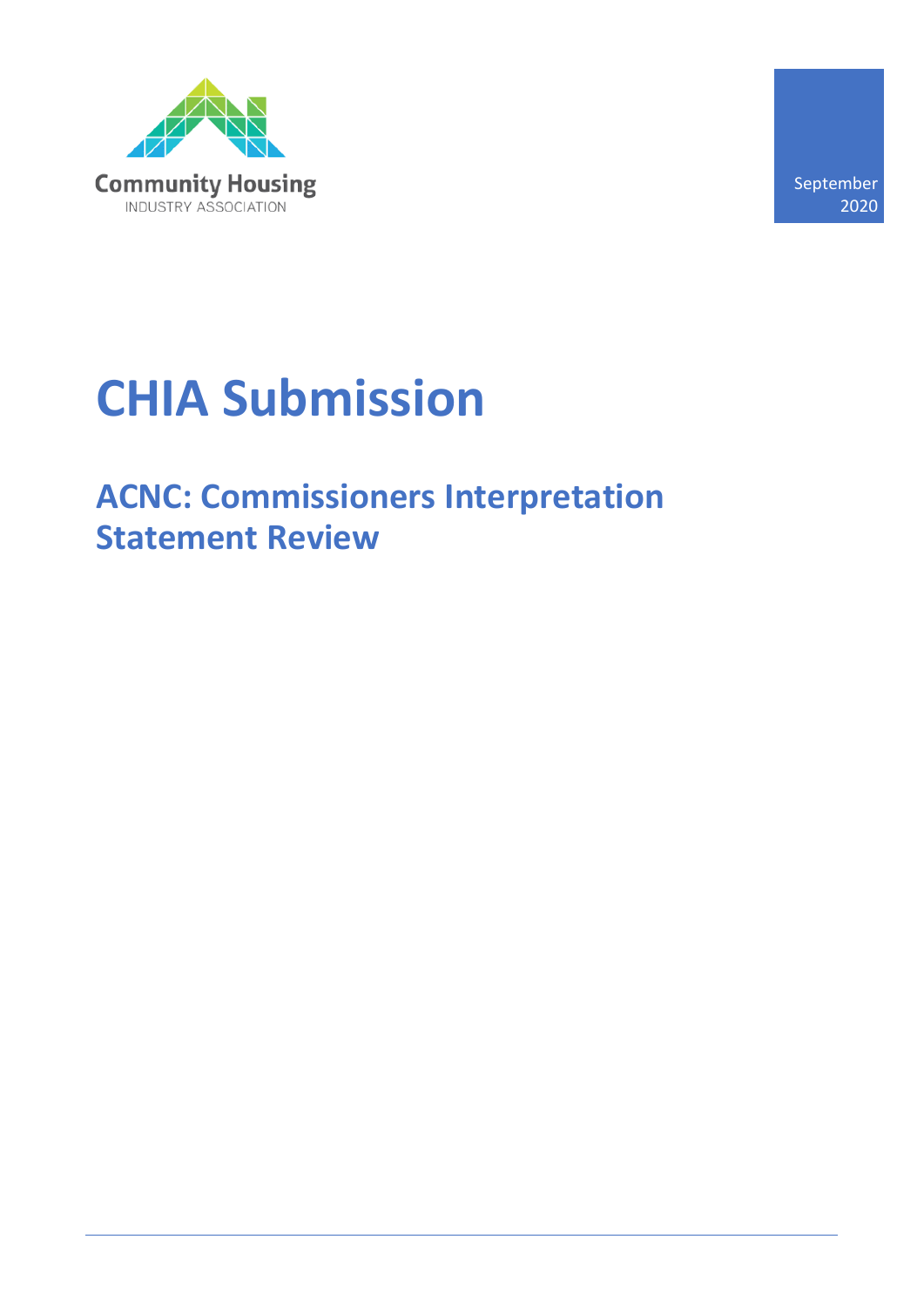Community Housing

INDUSTRY ASSOCIATION

September 2020

# CHIA Submission

## ACNC: Commissioners Interpretation Statement Review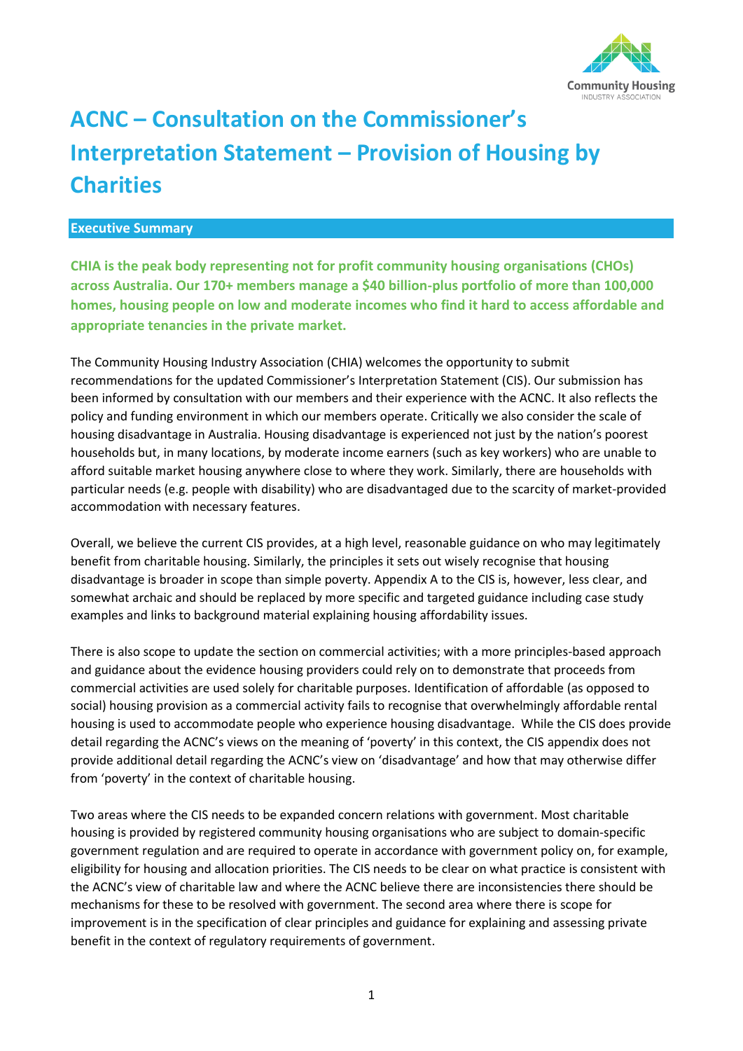# ACNC – Consultation on the Commissioner's Interpretation Statement – Provision of Housing by Charities

## Executive Summary

**CHIA is the peak body representing not for profit community housing organisations (CHOs) across Australia. Our 170+ members manage a $40 billion-plus portfolio of more than 100,000 homes, housing people on low and moderate incomes who find it hard to access affordable and appropriate tenancies in the private market.**

The Community Housing Industry Association (CHIA) welcomes the opportunity to submit recommendations for the updated Commissioner's Interpretation Statement (CIS). Our submission has been informed by consultation with our members and their experience with the ACNC. It also reflects the policy and funding environment in which our members operate. Critically we also consider the scale of housing disadvantage in Australia. Housing disadvantage is experienced not just by the nation's poorest households but, in many locations, by moderate income earners (such as key workers) who are unable to afford suitable market housing anywhere close to where they work. Similarly, there are households with particular needs (e.g. people with disability) who are disadvantaged due to the scarcity of market-provided accommodation with necessary features.

Overall, we believe the current CIS provides, at a high level, reasonable guidance on who may legitimately benefit from charitable housing. Similarly, the principles it sets out wisely recognise that housing disadvantage is broader in scope than simple poverty. Appendix A to the CIS is, however, less clear, and somewhat archaic and should be replaced by more specific and targeted guidance including case study examples and links to background material explaining housing affordability issues.

There is also scope to update the section on commercial activities; with a more principles-based approach and guidance about the evidence housing providers could rely on to demonstrate that proceeds from commercial activities are used solely for charitable purposes. Identification of affordable (as opposed to social) housing provision as a commercial activity fails to recognise that overwhelmingly affordable rental housing is used to accommodate people who experience housing disadvantage. While the CIS does provide detail regarding the ACNC's views on the meaning of 'poverty' in this context, the CIS appendix does not provide additional detail regarding the ACNC's view on 'disadvantage' and how that may otherwise differ from 'poverty' in the context of charitable housing.

Two areas where the CIS needs to be expanded concern relations with government. Most charitable housing is provided by registered community housing organisations who are subject to domain-specific government regulation and are required to operate in accordance with government policy on, for example, eligibility for housing and allocation priorities. The CIS needs to be clear on what practice is consistent with the ACNC's view of charitable law and where the ACNC believe there are inconsistencies there should be mechanisms for these to be resolved with government. The second area where there is scope for improvement is in the specification of clear principles and guidance for explaining and assessing private benefit in the context of regulatory requirements of government.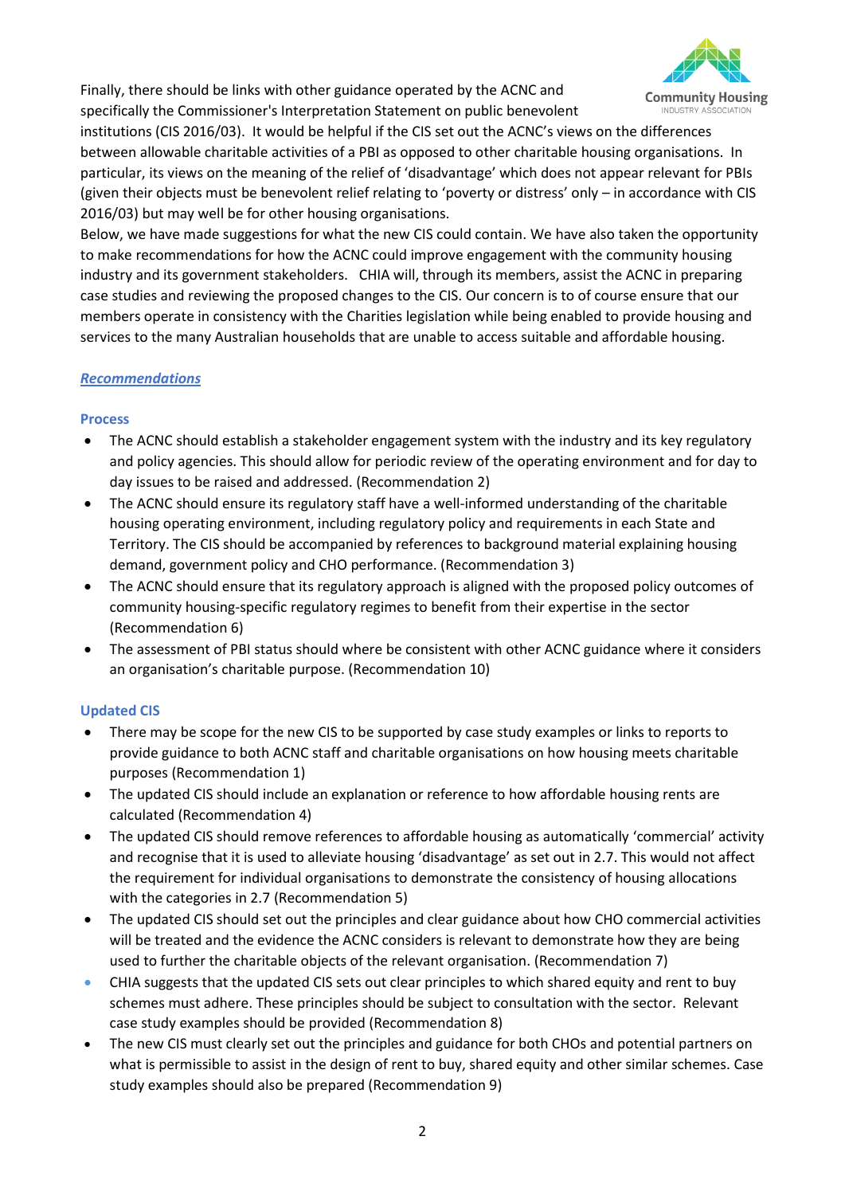Finally, there should be links with other guidance operated by the ACNC and specifically the Commissioner's Interpretation Statement on public benevolent institutions (CIS 2016/03). It would be helpful if the CIS set out the ACNC's views on the differences between allowable charitable activities of a PBI as opposed to other charitable housing organisations. In particular, its views on the meaning of the relief of 'disadvantage' which does not appear relevant for PBIs (given their objects must be benevolent relief relating to 'poverty or distress' only – in accordance with CIS 2016/03) but may well be for other housing organisations.

Below, we have made suggestions for what the new CIS could contain. We have also taken the opportunity to make recommendations for how the ACNC could improve engagement with the community housing industry and its government stakeholders. CHIA will, through its members, assist the ACNC in preparing case studies and reviewing the proposed changes to the CIS. Our concern is to of course ensure that our members operate in consistency with the Charities legislation while being enabled to provide housing and services to the many Australian households that are unable to access suitable and affordable housing.

## *Recommendations*

### Process

- The ACNC should establish a stakeholder engagement system with the industry and its key regulatory and policy agencies. This should allow for periodic review of the operating environment and for day to day issues to be raised and addressed. (Recommendation 2)
- The ACNC should ensure its regulatory staff have a well-informed understanding of the charitable housing operating environment, including regulatory policy and requirements in each State and Territory. The CIS should be accompanied by references to background material explaining housing demand, government policy and CHO performance. (Recommendation 3)
- The ACNC should ensure that its regulatory approach is aligned with the proposed policy outcomes of community housing-specific regulatory regimes to benefit from their expertise in the sector (Recommendation 6)
- The assessment of PBI status should where be consistent with other ACNC guidance where it considers an organisation's charitable purpose. (Recommendation 10)

### Updated CIS

- There may be scope for the new CIS to be supported by case study examples or links to reports to provide guidance to both ACNC staff and charitable organisations on how housing meets charitable purposes (Recommendation 1)
- The updated CIS should include an explanation or reference to how affordable housing rents are calculated (Recommendation 4)
- The updated CIS should remove references to affordable housing as automatically 'commercial' activity and recognise that it is used to alleviate housing 'disadvantage' as set out in 2.7. This would not affect the requirement for individual organisations to demonstrate the consistency of housing allocations with the categories in 2.7 (Recommendation 5)
- The updated CIS should set out the principles and clear guidance about how CHO commercial activities will be treated and the evidence the ACNC considers is relevant to demonstrate how they are being used to further the charitable objects of the relevant organisation. (Recommendation 7)
- CHIA suggests that the updated CIS sets out clear principles to which shared equity and rent to buy schemes must adhere. These principles should be subject to consultation with the sector. Relevant case study examples should be provided (Recommendation 8)
- The new CIS must clearly set out the principles and guidance for both CHOs and potential partners on what is permissible to assist in the design of rent to buy, shared equity and other similar schemes. Case study examples should also be prepared (Recommendation 9)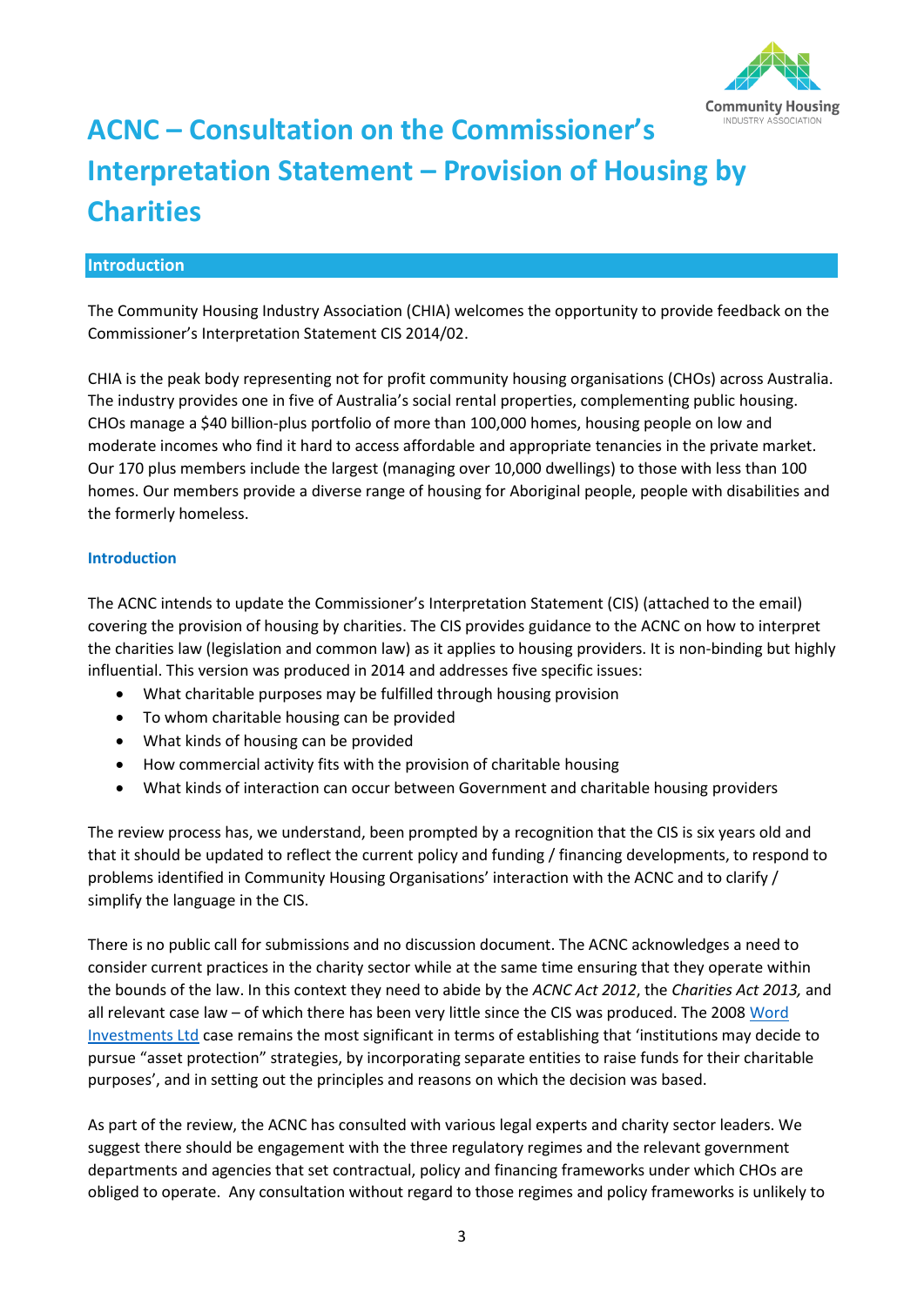# ACNC – Consultation on the Commissioner's Interpretation Statement – Provision of Housing by Charities

## Introduction

The Community Housing Industry Association (CHIA) welcomes the opportunity to provide feedback on the Commissioner's Interpretation Statement CIS 2014/02.

CHIA is the peak body representing not for profit community housing organisations (CHOs) across Australia. The industry provides one in five of Australia's social rental properties, complementing public housing. CHOs manage a $40 billion-plus portfolio of more than 100,000 homes, housing people on low and moderate incomes who find it hard to access affordable and appropriate tenancies in the private market. Our 170 plus members include the largest (managing over 10,000 dwellings) to those with less than 100 homes. Our members provide a diverse range of housing for Aboriginal people, people with disabilities and the formerly homeless.

### Introduction

The ACNC intends to update the Commissioner's Interpretation Statement (CIS) (attached to the email) covering the provision of housing by charities. The CIS provides guidance to the ACNC on how to interpret the charities law (legislation and common law) as it applies to housing providers. It is non-binding but highly influential. This version was produced in 2014 and addresses five specific issues:

- What charitable purposes may be fulfilled through housing provision
- To whom charitable housing can be provided
- What kinds of housing can be provided
- How commercial activity fits with the provision of charitable housing
- What kinds of interaction can occur between Government and charitable housing providers

The review process has, we understand, been prompted by a recognition that the CIS is six years old and that it should be updated to reflect the current policy and funding / financing developments, to respond to problems identified in Community Housing Organisations' interaction with the ACNC and to clarify / simplify the language in the CIS.

There is no public call for submissions and no discussion document. The ACNC acknowledges a need to consider current practices in the charity sector while at the same time ensuring that they operate within the bounds of the law. In this context they need to abide by the *ACNC Act 2012*, the *Charities Act 2013,* and all relevant case law – of which there has been very little since the CIS was produced. The 2008 Word Investments Ltd case remains the most significant in terms of establishing that 'institutions may decide to pursue "asset protection" strategies, by incorporating separate entities to raise funds for their charitable purposes', and in setting out the principles and reasons on which the decision was based.

As part of the review, the ACNC has consulted with various legal experts and charity sector leaders. We suggest there should be engagement with the three regulatory regimes and the relevant government departments and agencies that set contractual, policy and financing frameworks under which CHOs are obliged to operate. Any consultation without regard to those regimes and policy frameworks is unlikely to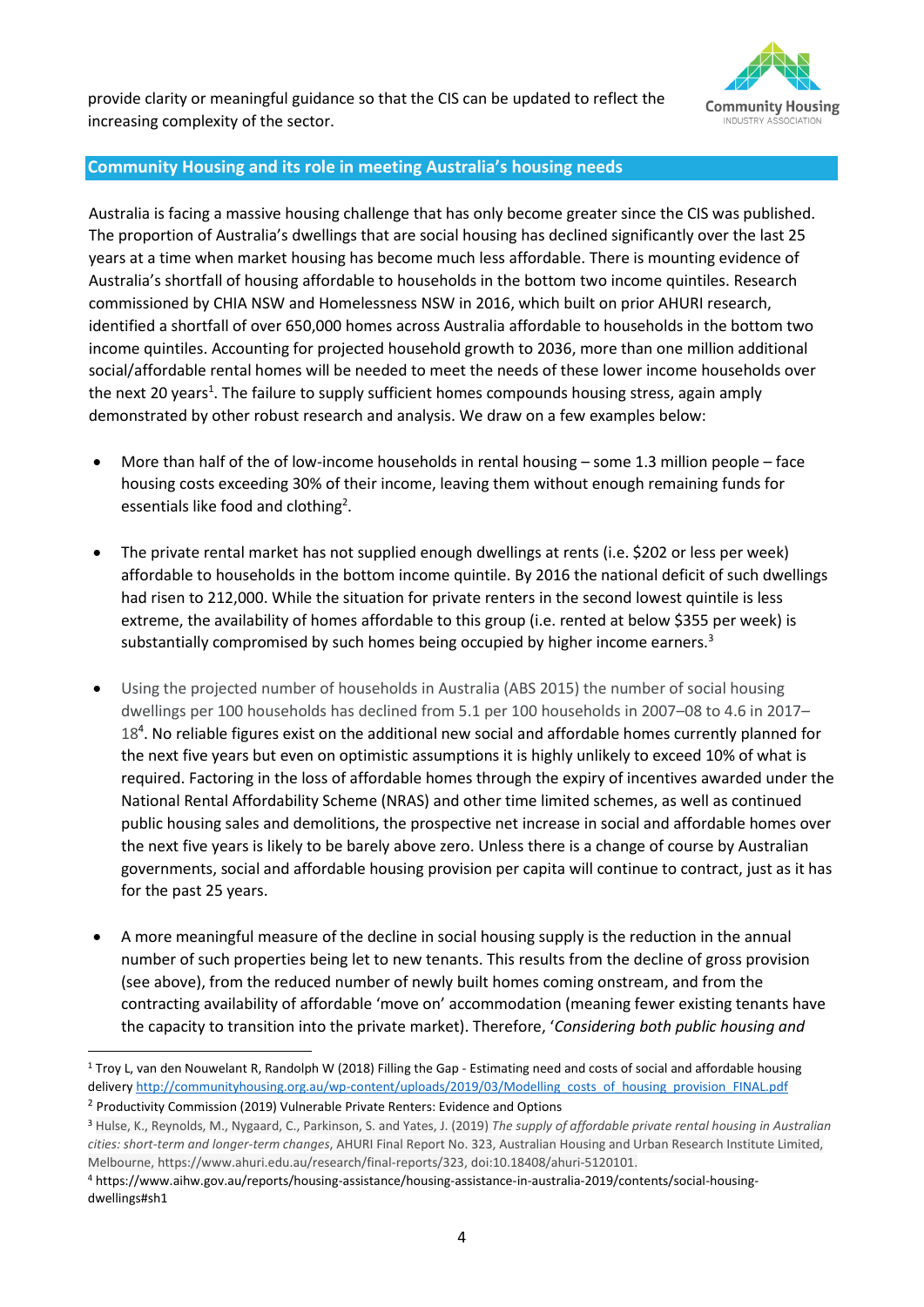provide clarity or meaningful guidance so that the CIS can be updated to reflect the increasing complexity of the sector.

## Community Housing and its role in meeting Australia's housing needs

Australia is facing a massive housing challenge that has only become greater since the CIS was published. The proportion of Australia's dwellings that are social housing has declined significantly over the last 25 years at a time when market housing has become much less affordable. There is mounting evidence of Australia's shortfall of housing affordable to households in the bottom two income quintiles. Research commissioned by CHIA NSW and Homelessness NSW in 2016, which built on prior AHURI research, identified a shortfall of over 650,000 homes across Australia affordable to households in the bottom two income quintiles. Accounting for projected household growth to 2036, more than one million additional social/affordable rental homes will be needed to meet the needs of these lower income households over the next 20 years[1]. The failure to supply sufficient homes compounds housing stress, again amply demonstrated by other robust research and analysis. We draw on a few examples below:

- More than half of the of low-income households in rental housing – some 1.3 million people – face housing costs exceeding 30% of their income, leaving them without enough remaining funds for essentials like food and clothing[2].

- The private rental market has not supplied enough dwellings at rents (i.e. $202 or less per week) affordable to households in the bottom income quintile. By 2016 the national deficit of such dwellings had risen to 212,000. While the situation for private renters in the second lowest quintile is less extreme, the availability of homes affordable to this group (i.e. rented at below $355 per week) is substantially compromised by such homes being occupied by higher income earners.[3]

- Using the projected number of households in Australia (ABS 2015) the number of social housing dwellings per 100 households has declined from 5.1 per 100 households in 2007–08 to 4.6 in 2017–18[4]. No reliable figures exist on the additional new social and affordable homes currently planned for the next five years but even on optimistic assumptions it is highly unlikely to exceed 10% of what is required. Factoring in the loss of affordable homes through the expiry of incentives awarded under the National Rental Affordability Scheme (NRAS) and other time limited schemes, as well as continued public housing sales and demolitions, the prospective net increase in social and affordable homes over the next five years is likely to be barely above zero. Unless there is a change of course by Australian governments, social and affordable housing provision per capita will continue to contract, just as it has for the past 25 years.

- A more meaningful measure of the decline in social housing supply is the reduction in the annual number of such properties being let to new tenants. This results from the decline of gross provision (see above), from the reduced number of newly built homes coming onstream, and from the contracting availability of affordable 'move on' accommodation (meaning fewer existing tenants have the capacity to transition into the private market). Therefore, '*Considering both public housing and*

---

[1] Troy L, van den Nouwelant R, Randolph W (2018) Filling the Gap - Estimating need and costs of social and affordable housing delivery http://communityhousing.org.au/wp-content/uploads/2019/03/Modelling_costs_of_housing_provision_FINAL.pdf

[2] Productivity Commission (2019) Vulnerable Private Renters: Evidence and Options

[3] Hulse, K., Reynolds, M., Nygaard, C., Parkinson, S. and Yates, J. (2019) *The supply of affordable private rental housing in Australian cities: short-term and longer-term changes*, AHURI Final Report No. 323, Australian Housing and Urban Research Institute Limited, Melbourne, https://www.ahuri.edu.au/research/final-reports/323, doi:10.18408/ahuri-5120101.

[4] https://www.aihw.gov.au/reports/housing-assistance/housing-assistance-in-australia-2019/contents/social-housing-dwellings#sh1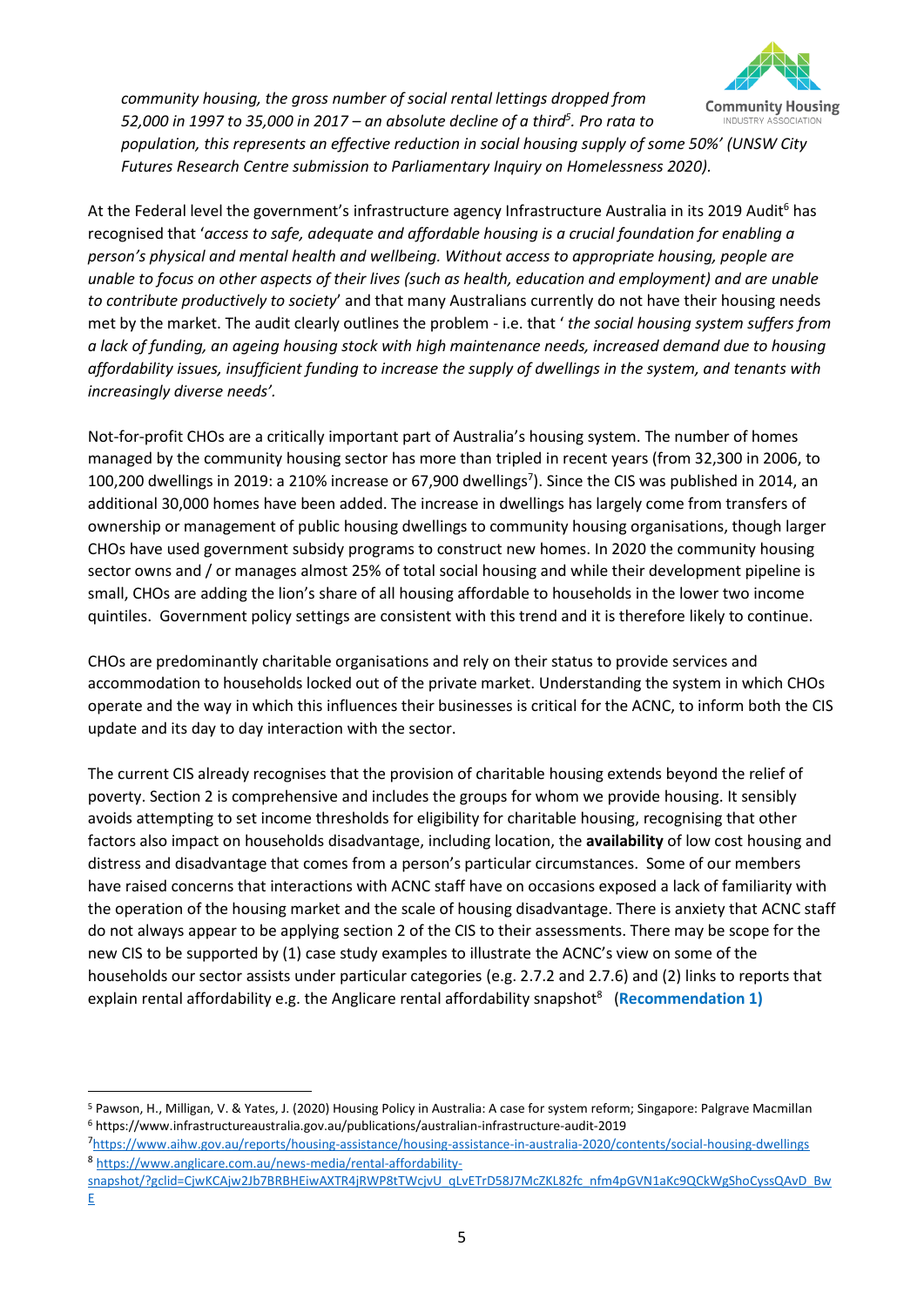*community housing, the gross number of social rental lettings dropped from 52,000 in 1997 to 35,000 in 2017 – an absolute decline of a third*[5]*. Pro rata to population, this represents an effective reduction in social housing supply of some 50%' (UNSW City Futures Research Centre submission to Parliamentary Inquiry on Homelessness 2020).*

At the Federal level the government's infrastructure agency Infrastructure Australia in its 2019 Audit[6] has recognised that '*access to safe, adequate and affordable housing is a crucial foundation for enabling a person's physical and mental health and wellbeing. Without access to appropriate housing, people are unable to focus on other aspects of their lives (such as health, education and employment) and are unable to contribute productively to society*' and that many Australians currently do not have their housing needs met by the market. The audit clearly outlines the problem - i.e. that ' *the social housing system suffers from a lack of funding, an ageing housing stock with high maintenance needs, increased demand due to housing affordability issues, insufficient funding to increase the supply of dwellings in the system, and tenants with increasingly diverse needs'.*

Not-for-profit CHOs are a critically important part of Australia's housing system. The number of homes managed by the community housing sector has more than tripled in recent years (from 32,300 in 2006, to 100,200 dwellings in 2019: a 210% increase or 67,900 dwellings[7]). Since the CIS was published in 2014, an additional 30,000 homes have been added. The increase in dwellings has largely come from transfers of ownership or management of public housing dwellings to community housing organisations, though larger CHOs have used government subsidy programs to construct new homes. In 2020 the community housing sector owns and / or manages almost 25% of total social housing and while their development pipeline is small, CHOs are adding the lion's share of all housing affordable to households in the lower two income quintiles. Government policy settings are consistent with this trend and it is therefore likely to continue.

CHOs are predominantly charitable organisations and rely on their status to provide services and accommodation to households locked out of the private market. Understanding the system in which CHOs operate and the way in which this influences their businesses is critical for the ACNC, to inform both the CIS update and its day to day interaction with the sector.

The current CIS already recognises that the provision of charitable housing extends beyond the relief of poverty. Section 2 is comprehensive and includes the groups for whom we provide housing. It sensibly avoids attempting to set income thresholds for eligibility for charitable housing, recognising that other factors also impact on households disadvantage, including location, the **availability** of low cost housing and distress and disadvantage that comes from a person's particular circumstances. Some of our members have raised concerns that interactions with ACNC staff have on occasions exposed a lack of familiarity with the operation of the housing market and the scale of housing disadvantage. There is anxiety that ACNC staff do not always appear to be applying section 2 of the CIS to their assessments. There may be scope for the new CIS to be supported by (1) case study examples to illustrate the ACNC's view on some of the households our sector assists under particular categories (e.g. 2.7.2 and 2.7.6) and (2) links to reports that explain rental affordability e.g. the Anglicare rental affordability snapshot[8] (**Recommendation 1)**

---

[5] Pawson, H., Milligan, V. & Yates, J. (2020) Housing Policy in Australia: A case for system reform; Singapore: Palgrave Macmillan

[6] https://www.infrastructureaustralia.gov.au/publications/australian-infrastructure-audit-2019

[7] https://www.aihw.gov.au/reports/housing-assistance/housing-assistance-in-australia-2020/contents/social-housing-dwellings

[8] https://www.anglicare.com.au/news-media/rental-affordability-snapshot/?gclid=CjwKCAjw2Jb7BRBHEiwAXTR4jRWP8tTWcjvU_qLvETrD58J7McZKL82fc_nfm4pGVN1aKc9QCkWgShoCyssQAvD_BwE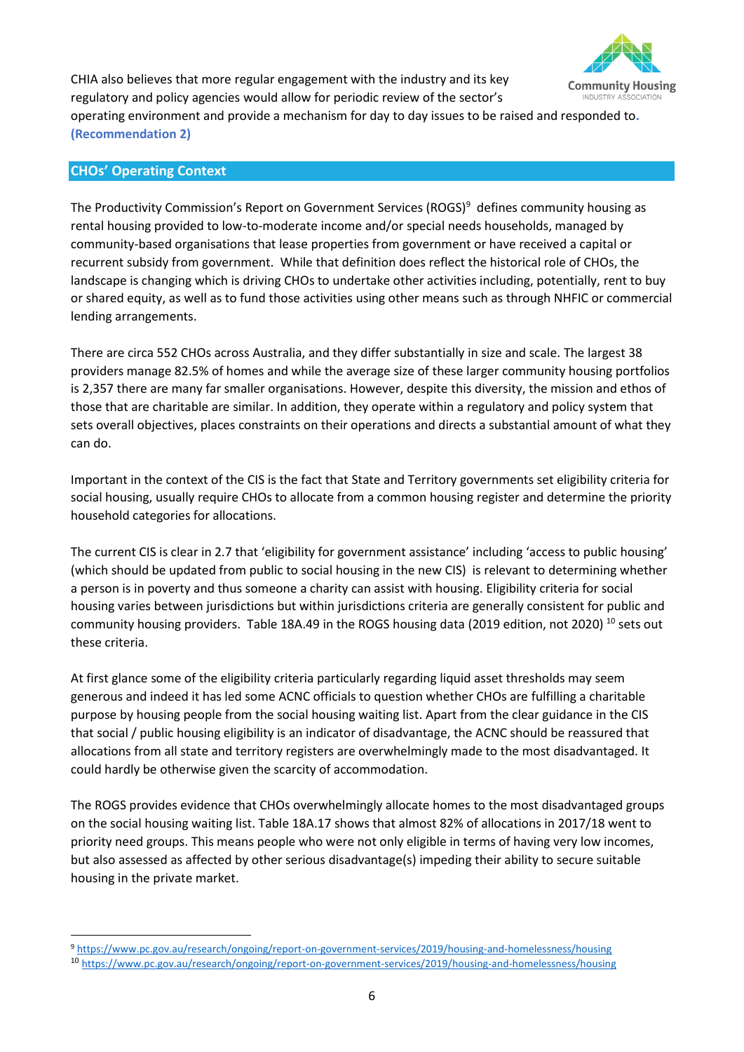CHIA also believes that more regular engagement with the industry and its key regulatory and policy agencies would allow for periodic review of the sector's operating environment and provide a mechanism for day to day issues to be raised and responded to. **(Recommendation 2)**

## CHOs' Operating Context

The Productivity Commission's Report on Government Services (ROGS)[9] defines community housing as rental housing provided to low-to-moderate income and/or special needs households, managed by community-based organisations that lease properties from government or have received a capital or recurrent subsidy from government. While that definition does reflect the historical role of CHOs, the landscape is changing which is driving CHOs to undertake other activities including, potentially, rent to buy or shared equity, as well as to fund those activities using other means such as through NHFIC or commercial lending arrangements.

There are circa 552 CHOs across Australia, and they differ substantially in size and scale. The largest 38 providers manage 82.5% of homes and while the average size of these larger community housing portfolios is 2,357 there are many far smaller organisations. However, despite this diversity, the mission and ethos of those that are charitable are similar. In addition, they operate within a regulatory and policy system that sets overall objectives, places constraints on their operations and directs a substantial amount of what they can do.

Important in the context of the CIS is the fact that State and Territory governments set eligibility criteria for social housing, usually require CHOs to allocate from a common housing register and determine the priority household categories for allocations.

The current CIS is clear in 2.7 that 'eligibility for government assistance' including 'access to public housing' (which should be updated from public to social housing in the new CIS) is relevant to determining whether a person is in poverty and thus someone a charity can assist with housing. Eligibility criteria for social housing varies between jurisdictions but within jurisdictions criteria are generally consistent for public and community housing providers. Table 18A.49 in the ROGS housing data (2019 edition, not 2020) [10] sets out these criteria.

At first glance some of the eligibility criteria particularly regarding liquid asset thresholds may seem generous and indeed it has led some ACNC officials to question whether CHOs are fulfilling a charitable purpose by housing people from the social housing waiting list. Apart from the clear guidance in the CIS that social / public housing eligibility is an indicator of disadvantage, the ACNC should be reassured that allocations from all state and territory registers are overwhelmingly made to the most disadvantaged. It could hardly be otherwise given the scarcity of accommodation.

The ROGS provides evidence that CHOs overwhelmingly allocate homes to the most disadvantaged groups on the social housing waiting list. Table 18A.17 shows that almost 82% of allocations in 2017/18 went to priority need groups. This means people who were not only eligible in terms of having very low incomes, but also assessed as affected by other serious disadvantage(s) impeding their ability to secure suitable housing in the private market.

---

[9] https://www.pc.gov.au/research/ongoing/report-on-government-services/2019/housing-and-homelessness/housing

[10] https://www.pc.gov.au/research/ongoing/report-on-government-services/2019/housing-and-homelessness/housing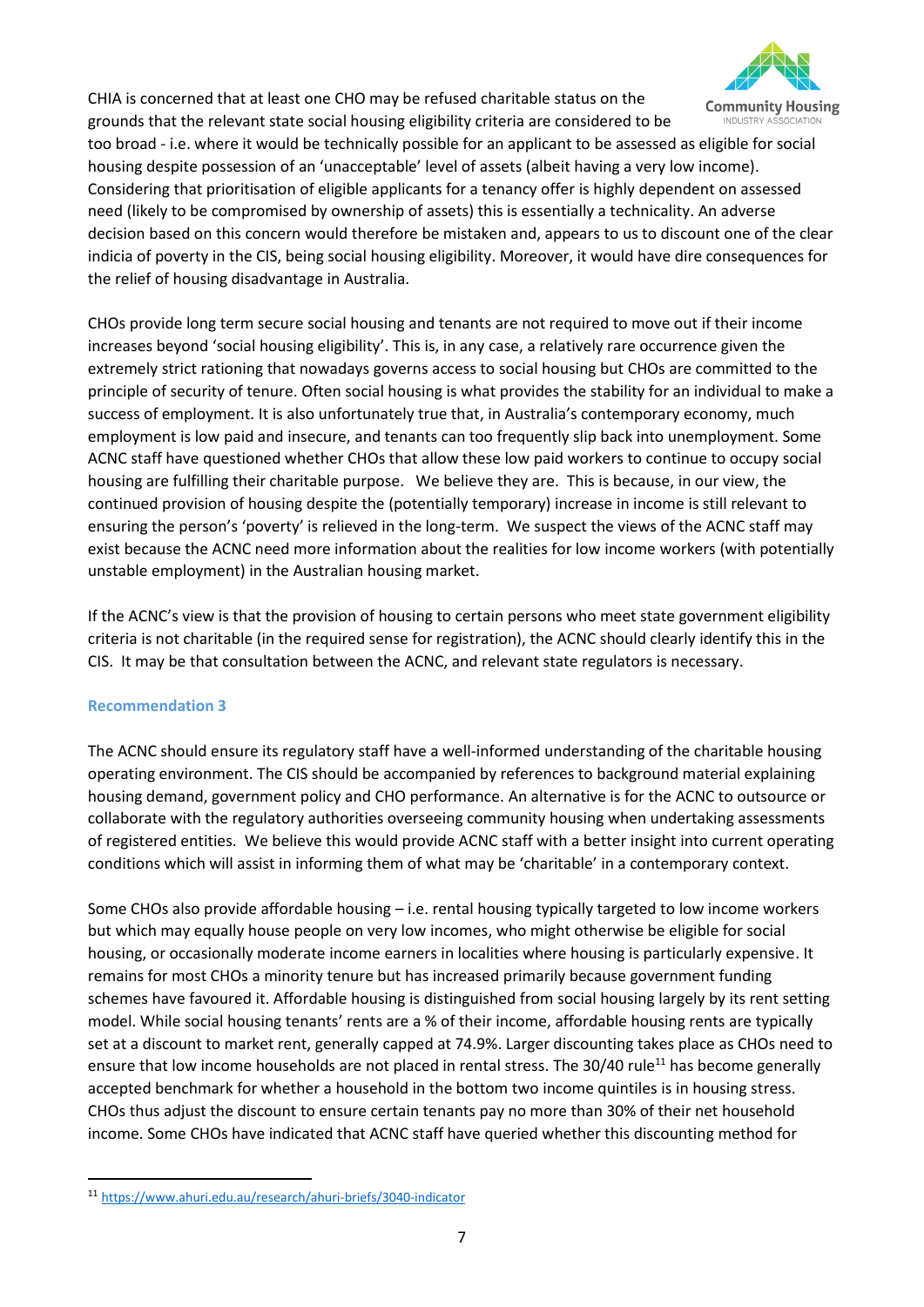CHIA is concerned that at least one CHO may be refused charitable status on the grounds that the relevant state social housing eligibility criteria are considered to be too broad - i.e. where it would be technically possible for an applicant to be assessed as eligible for social housing despite possession of an 'unacceptable' level of assets (albeit having a very low income). Considering that prioritisation of eligible applicants for a tenancy offer is highly dependent on assessed need (likely to be compromised by ownership of assets) this is essentially a technicality. An adverse decision based on this concern would therefore be mistaken and, appears to us to discount one of the clear indicia of poverty in the CIS, being social housing eligibility. Moreover, it would have dire consequences for the relief of housing disadvantage in Australia.

CHOs provide long term secure social housing and tenants are not required to move out if their income increases beyond 'social housing eligibility'. This is, in any case, a relatively rare occurrence given the extremely strict rationing that nowadays governs access to social housing but CHOs are committed to the principle of security of tenure. Often social housing is what provides the stability for an individual to make a success of employment. It is also unfortunately true that, in Australia's contemporary economy, much employment is low paid and insecure, and tenants can too frequently slip back into unemployment. Some ACNC staff have questioned whether CHOs that allow these low paid workers to continue to occupy social housing are fulfilling their charitable purpose. We believe they are. This is because, in our view, the continued provision of housing despite the (potentially temporary) increase in income is still relevant to ensuring the person's 'poverty' is relieved in the long-term. We suspect the views of the ACNC staff may exist because the ACNC need more information about the realities for low income workers (with potentially unstable employment) in the Australian housing market.

If the ACNC's view is that the provision of housing to certain persons who meet state government eligibility criteria is not charitable (in the required sense for registration), the ACNC should clearly identify this in the CIS. It may be that consultation between the ACNC, and relevant state regulators is necessary.

### Recommendation 3

The ACNC should ensure its regulatory staff have a well-informed understanding of the charitable housing operating environment. The CIS should be accompanied by references to background material explaining housing demand, government policy and CHO performance. An alternative is for the ACNC to outsource or collaborate with the regulatory authorities overseeing community housing when undertaking assessments of registered entities. We believe this would provide ACNC staff with a better insight into current operating conditions which will assist in informing them of what may be 'charitable' in a contemporary context.

Some CHOs also provide affordable housing – i.e. rental housing typically targeted to low income workers but which may equally house people on very low incomes, who might otherwise be eligible for social housing, or occasionally moderate income earners in localities where housing is particularly expensive. It remains for most CHOs a minority tenure but has increased primarily because government funding schemes have favoured it. Affordable housing is distinguished from social housing largely by its rent setting model. While social housing tenants' rents are a % of their income, affordable housing rents are typically set at a discount to market rent, generally capped at 74.9%. Larger discounting takes place as CHOs need to ensure that low income households are not placed in rental stress. The 30/40 rule[11] has become generally accepted benchmark for whether a household in the bottom two income quintiles is in housing stress. CHOs thus adjust the discount to ensure certain tenants pay no more than 30% of their net household income. Some CHOs have indicated that ACNC staff have queried whether this discounting method for

[11] https://www.ahuri.edu.au/research/ahuri-briefs/3040-indicator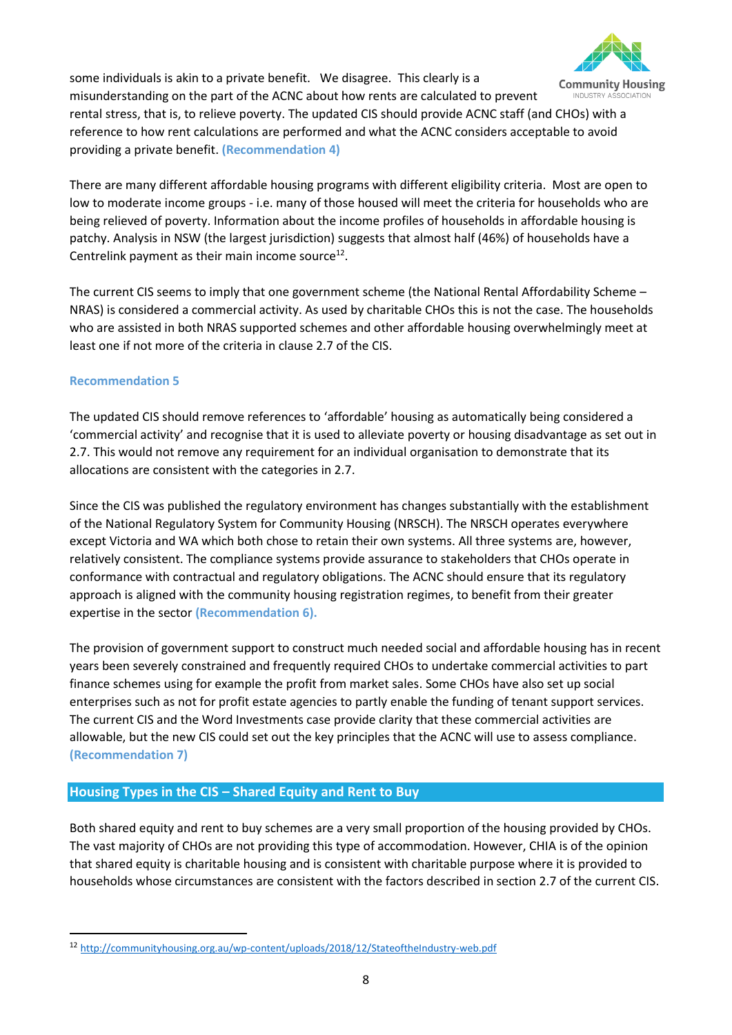some individuals is akin to a private benefit. We disagree. This clearly is a misunderstanding on the part of the ACNC about how rents are calculated to prevent rental stress, that is, to relieve poverty. The updated CIS should provide ACNC staff (and CHOs) with a reference to how rent calculations are performed and what the ACNC considers acceptable to avoid providing a private benefit. **(Recommendation 4)**

There are many different affordable housing programs with different eligibility criteria. Most are open to low to moderate income groups - i.e. many of those housed will meet the criteria for households who are being relieved of poverty. Information about the income profiles of households in affordable housing is patchy. Analysis in NSW (the largest jurisdiction) suggests that almost half (46%) of households have a Centrelink payment as their main income source[12].

The current CIS seems to imply that one government scheme (the National Rental Affordability Scheme – NRAS) is considered a commercial activity. As used by charitable CHOs this is not the case. The households who are assisted in both NRAS supported schemes and other affordable housing overwhelmingly meet at least one if not more of the criteria in clause 2.7 of the CIS.

**Recommendation 5**

The updated CIS should remove references to 'affordable' housing as automatically being considered a 'commercial activity' and recognise that it is used to alleviate poverty or housing disadvantage as set out in 2.7. This would not remove any requirement for an individual organisation to demonstrate that its allocations are consistent with the categories in 2.7.

Since the CIS was published the regulatory environment has changes substantially with the establishment of the National Regulatory System for Community Housing (NRSCH). The NRSCH operates everywhere except Victoria and WA which both chose to retain their own systems. All three systems are, however, relatively consistent. The compliance systems provide assurance to stakeholders that CHOs operate in conformance with contractual and regulatory obligations. The ACNC should ensure that its regulatory approach is aligned with the community housing registration regimes, to benefit from their greater expertise in the sector **(Recommendation 6).**

The provision of government support to construct much needed social and affordable housing has in recent years been severely constrained and frequently required CHOs to undertake commercial activities to part finance schemes using for example the profit from market sales. Some CHOs have also set up social enterprises such as not for profit estate agencies to partly enable the funding of tenant support services. The current CIS and the Word Investments case provide clarity that these commercial activities are allowable, but the new CIS could set out the key principles that the ACNC will use to assess compliance. **(Recommendation 7)**

## Housing Types in the CIS – Shared Equity and Rent to Buy

Both shared equity and rent to buy schemes are a very small proportion of the housing provided by CHOs. The vast majority of CHOs are not providing this type of accommodation. However, CHIA is of the opinion that shared equity is charitable housing and is consistent with charitable purpose where it is provided to households whose circumstances are consistent with the factors described in section 2.7 of the current CIS.

[12] http://communityhousing.org.au/wp-content/uploads/2018/12/StateoftheIndustry-web.pdf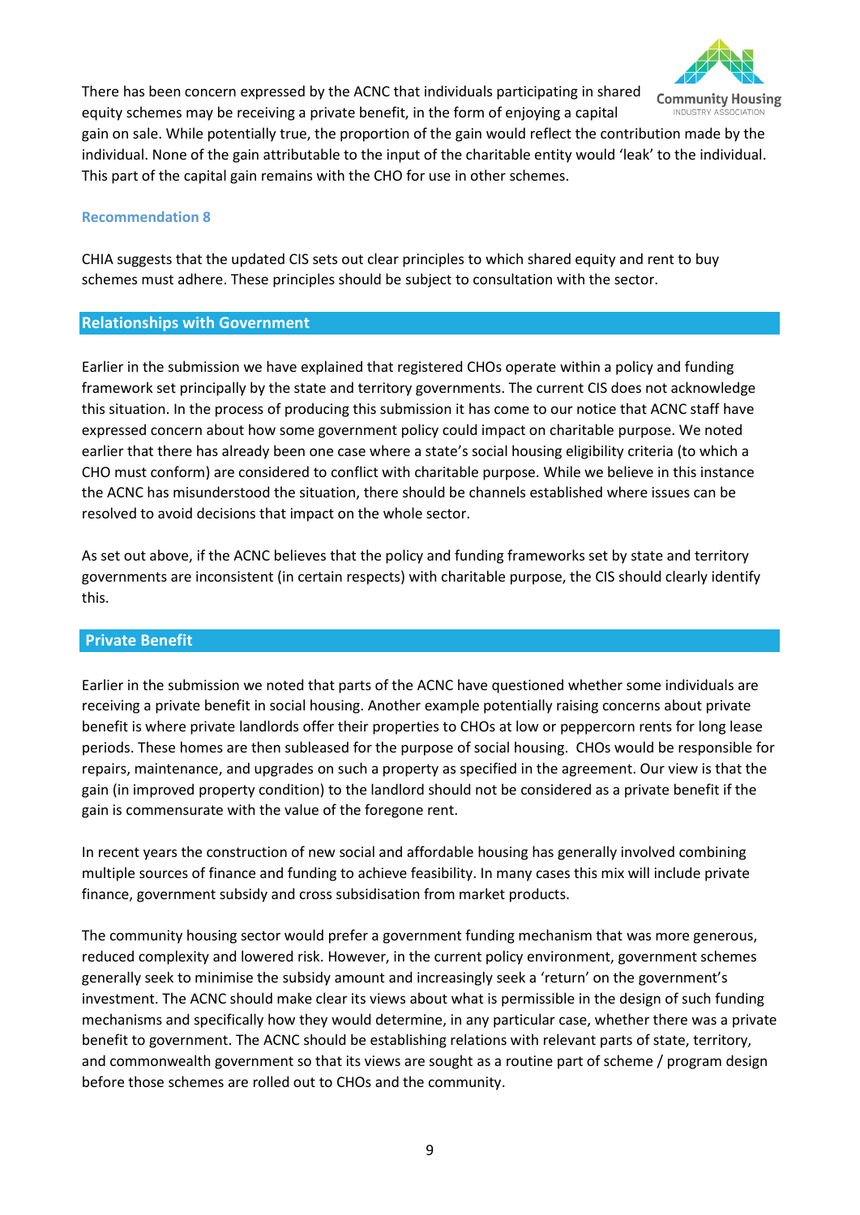There has been concern expressed by the ACNC that individuals participating in shared equity schemes may be receiving a private benefit, in the form of enjoying a capital gain on sale. While potentially true, the proportion of the gain would reflect the contribution made by the individual. None of the gain attributable to the input of the charitable entity would 'leak' to the individual. This part of the capital gain remains with the CHO for use in other schemes.

### Recommendation 8

CHIA suggests that the updated CIS sets out clear principles to which shared equity and rent to buy schemes must adhere. These principles should be subject to consultation with the sector.

## Relationships with Government

Earlier in the submission we have explained that registered CHOs operate within a policy and funding framework set principally by the state and territory governments. The current CIS does not acknowledge this situation. In the process of producing this submission it has come to our notice that ACNC staff have expressed concern about how some government policy could impact on charitable purpose. We noted earlier that there has already been one case where a state's social housing eligibility criteria (to which a CHO must conform) are considered to conflict with charitable purpose. While we believe in this instance the ACNC has misunderstood the situation, there should be channels established where issues can be resolved to avoid decisions that impact on the whole sector.

As set out above, if the ACNC believes that the policy and funding frameworks set by state and territory governments are inconsistent (in certain respects) with charitable purpose, the CIS should clearly identify this.

## Private Benefit

Earlier in the submission we noted that parts of the ACNC have questioned whether some individuals are receiving a private benefit in social housing. Another example potentially raising concerns about private benefit is where private landlords offer their properties to CHOs at low or peppercorn rents for long lease periods. These homes are then subleased for the purpose of social housing. CHOs would be responsible for repairs, maintenance, and upgrades on such a property as specified in the agreement. Our view is that the gain (in improved property condition) to the landlord should not be considered as a private benefit if the gain is commensurate with the value of the foregone rent.

In recent years the construction of new social and affordable housing has generally involved combining multiple sources of finance and funding to achieve feasibility. In many cases this mix will include private finance, government subsidy and cross subsidisation from market products.

The community housing sector would prefer a government funding mechanism that was more generous, reduced complexity and lowered risk. However, in the current policy environment, government schemes generally seek to minimise the subsidy amount and increasingly seek a 'return' on the government's investment. The ACNC should make clear its views about what is permissible in the design of such funding mechanisms and specifically how they would determine, in any particular case, whether there was a private benefit to government. The ACNC should be establishing relations with relevant parts of state, territory, and commonwealth government so that its views are sought as a routine part of scheme / program design before those schemes are rolled out to CHOs and the community.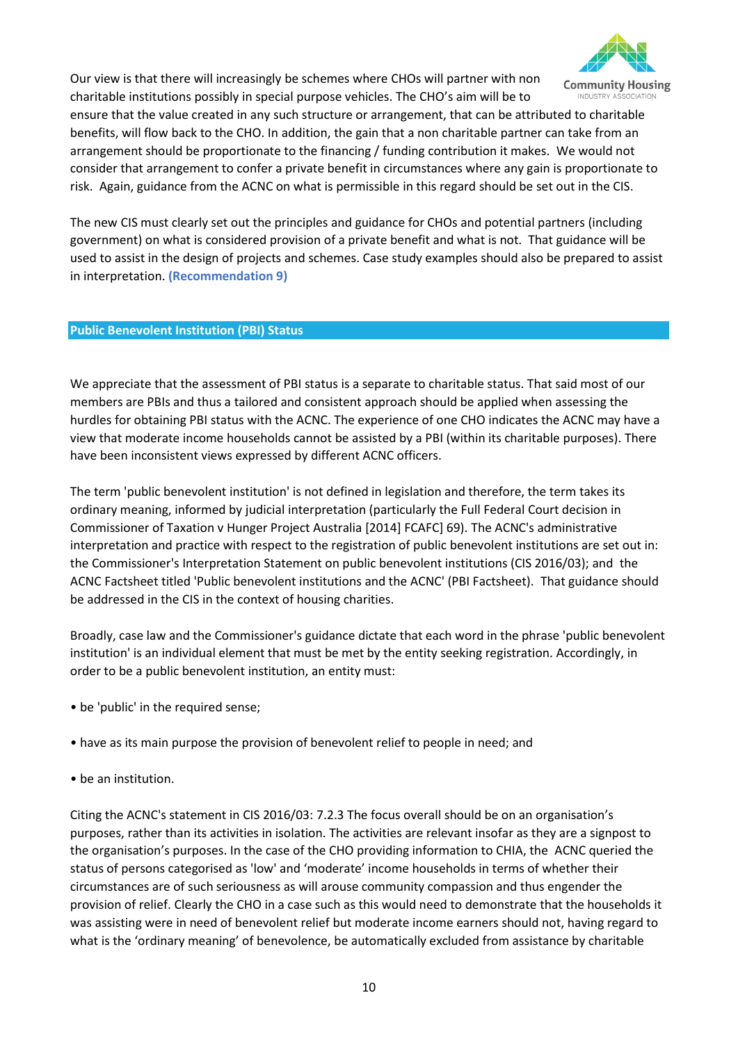Our view is that there will increasingly be schemes where CHOs will partner with non charitable institutions possibly in special purpose vehicles. The CHO's aim will be to ensure that the value created in any such structure or arrangement, that can be attributed to charitable benefits, will flow back to the CHO. In addition, the gain that a non charitable partner can take from an arrangement should be proportionate to the financing / funding contribution it makes. We would not consider that arrangement to confer a private benefit in circumstances where any gain is proportionate to risk. Again, guidance from the ACNC on what is permissible in this regard should be set out in the CIS.

The new CIS must clearly set out the principles and guidance for CHOs and potential partners (including government) on what is considered provision of a private benefit and what is not. That guidance will be used to assist in the design of projects and schemes. Case study examples should also be prepared to assist in interpretation. **(Recommendation 9)**

## Public Benevolent Institution (PBI) Status

We appreciate that the assessment of PBI status is a separate to charitable status. That said most of our members are PBIs and thus a tailored and consistent approach should be applied when assessing the hurdles for obtaining PBI status with the ACNC. The experience of one CHO indicates the ACNC may have a view that moderate income households cannot be assisted by a PBI (within its charitable purposes). There have been inconsistent views expressed by different ACNC officers.

The term 'public benevolent institution' is not defined in legislation and therefore, the term takes its ordinary meaning, informed by judicial interpretation (particularly the Full Federal Court decision in Commissioner of Taxation v Hunger Project Australia [2014] FCAFC] 69). The ACNC's administrative interpretation and practice with respect to the registration of public benevolent institutions are set out in: the Commissioner's Interpretation Statement on public benevolent institutions (CIS 2016/03); and the ACNC Factsheet titled 'Public benevolent institutions and the ACNC' (PBI Factsheet). That guidance should be addressed in the CIS in the context of housing charities.

Broadly, case law and the Commissioner's guidance dictate that each word in the phrase 'public benevolent institution' is an individual element that must be met by the entity seeking registration. Accordingly, in order to be a public benevolent institution, an entity must:

- be 'public' in the required sense;
- have as its main purpose the provision of benevolent relief to people in need; and
- be an institution.

Citing the ACNC's statement in CIS 2016/03: 7.2.3 The focus overall should be on an organisation's purposes, rather than its activities in isolation. The activities are relevant insofar as they are a signpost to the organisation's purposes. In the case of the CHO providing information to CHIA, the ACNC queried the status of persons categorised as 'low' and 'moderate' income households in terms of whether their circumstances are of such seriousness as will arouse community compassion and thus engender the provision of relief. Clearly the CHO in a case such as this would need to demonstrate that the households it was assisting were in need of benevolent relief but moderate income earners should not, having regard to what is the 'ordinary meaning' of benevolence, be automatically excluded from assistance by charitable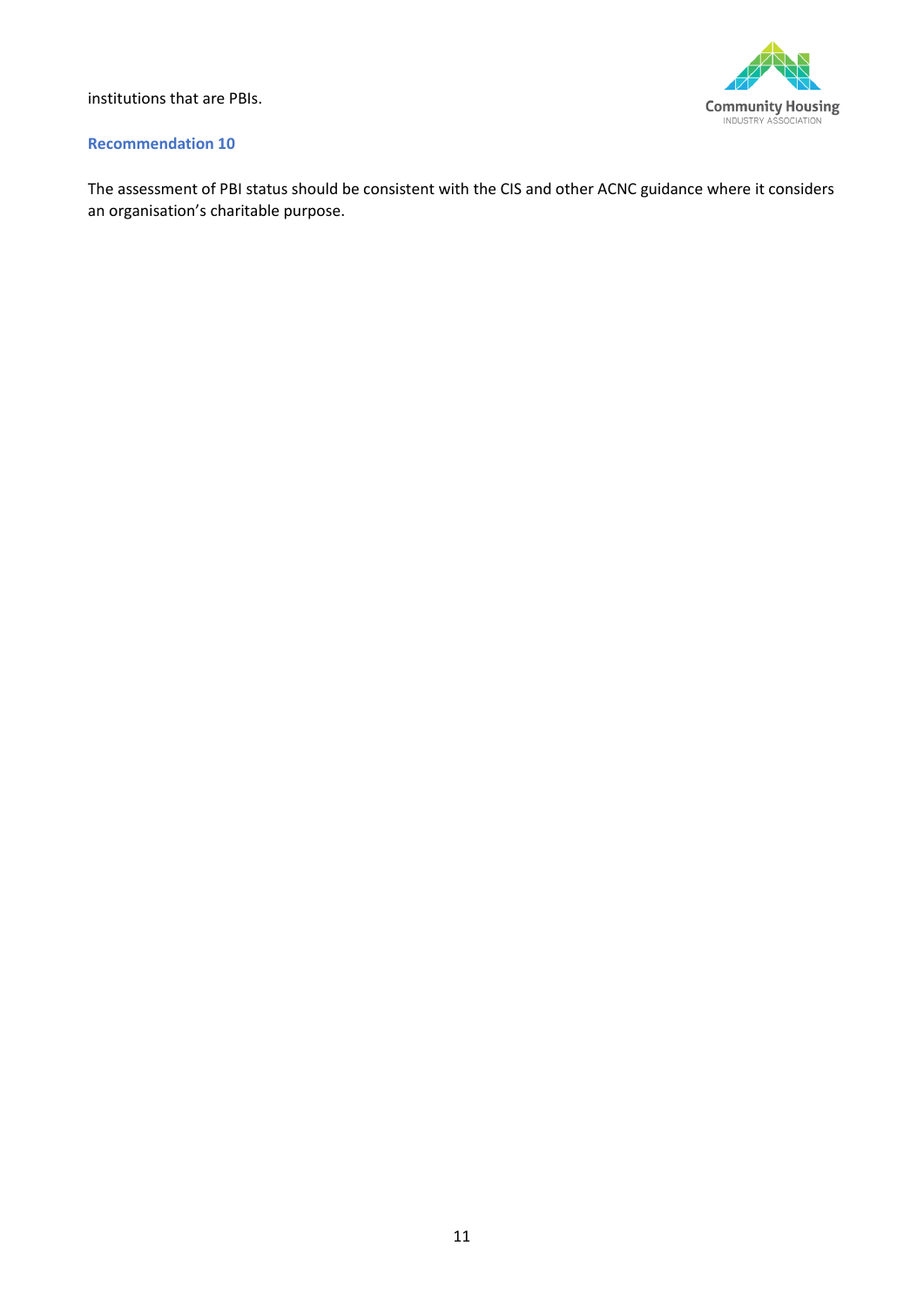institutions that are PBIs.

### Recommendation 10

The assessment of PBI status should be consistent with the CIS and other ACNC guidance where it considers an organisation's charitable purpose.